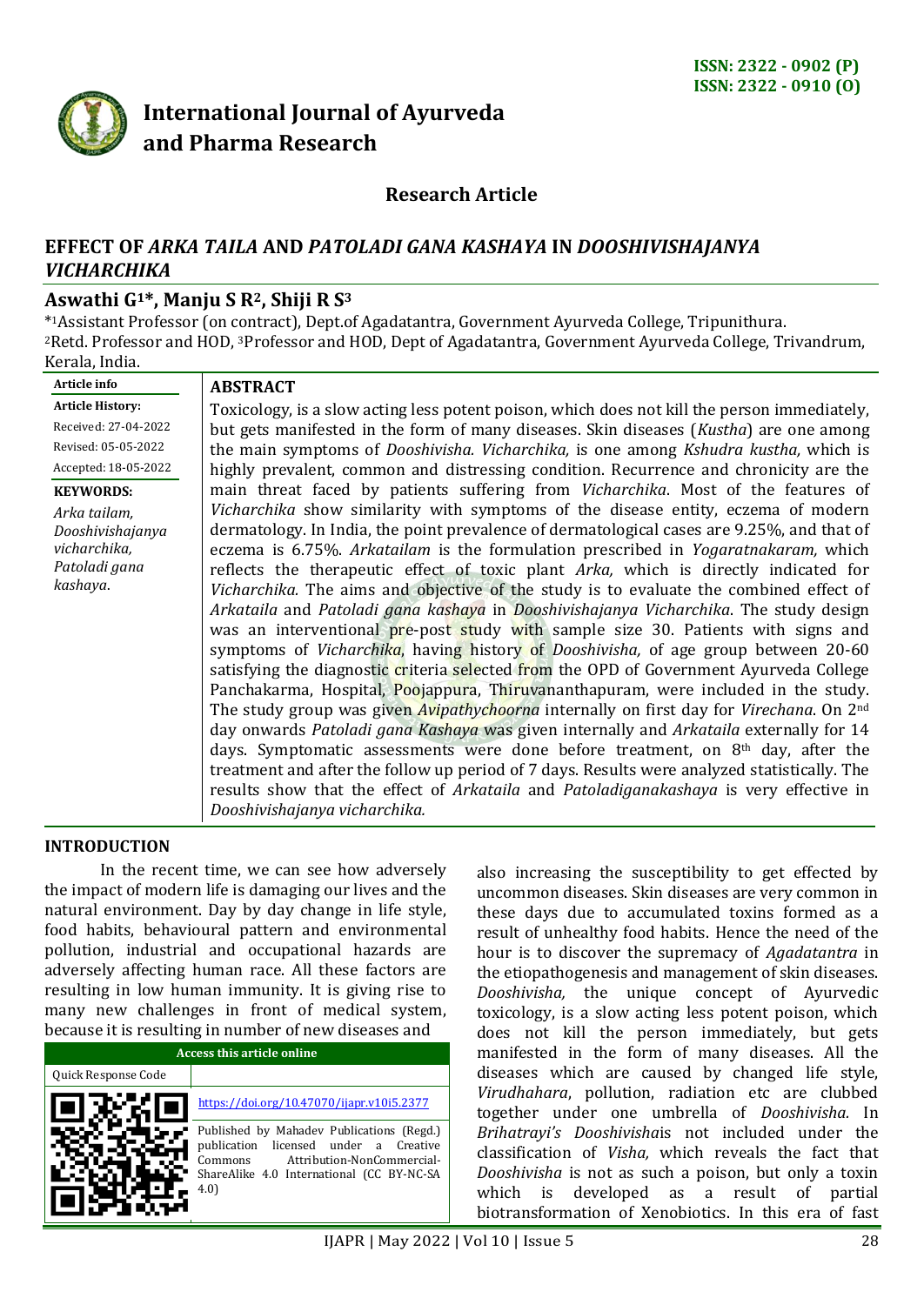ISSN: 2322 - 0902 (P)
ISSN: 2322 - 0910 (O)

# International Journal of Ayurveda and Pharma Research

## Research Article

# EFFECT OF *ARKA TAILA* AND *PATOLADI GANA KASHAYA* IN *DOOSHIVISHAJANYA VICHARCHIKA*

**Aswathi G[1]*, Manju S R[2], Shiji R S[3]**

*[1]Assistant Professor (on contract), Dept.of Agadatantra, Government Ayurveda College, Tripunithura.
[2]Retd. Professor and HOD, [3]Professor and HOD, Dept of Agadatantra, Government Ayurveda College, Trivandrum, Kerala, India.

**Article info**

**Article History:**
Received: 27-04-2022
Revised: 05-05-2022
Accepted: 18-05-2022

**KEYWORDS:**
*Arka tailam, Dooshivishajanya vicharchika, Patoladi gana kashaya*.

## ABSTRACT

Toxicology, is a slow acting less potent poison, which does not kill the person immediately, but gets manifested in the form of many diseases. Skin diseases (*Kustha*) are one among the main symptoms of *Dooshivisha. Vicharchika,* is one among *Kshudra kustha,* which is highly prevalent, common and distressing condition. Recurrence and chronicity are the main threat faced by patients suffering from *Vicharchika*. Most of the features of *Vicharchika* show similarity with symptoms of the disease entity, eczema of modern dermatology. In India, the point prevalence of dermatological cases are 9.25%, and that of eczema is 6.75%. *Arkatailam* is the formulation prescribed in *Yogaratnakaram,* which reflects the therapeutic effect of toxic plant *Arka,* which is directly indicated for *Vicharchika.* The aims and objective of the study is to evaluate the combined effect of *Arkataila* and *Patoladi gana kashaya* in *Dooshivishajanya Vicharchika*. The study design was an interventional pre-post study with sample size 30. Patients with signs and symptoms of *Vicharchika,* having history of *Dooshivisha,* of age group between 20-60 satisfying the diagnostic criteria selected from the OPD of Government Ayurveda College Panchakarma, Hospital, Poojappura, Thiruvananthapuram, were included in the study. The study group was given *Avipathychoorna* internally on first day for *Virechana*. On 2[nd] day onwards *Patoladi gana Kashaya* was given internally and *Arkataila* externally for 14 days. Symptomatic assessments were done before treatment, on 8[th] day, after the treatment and after the follow up period of 7 days. Results were analyzed statistically. The results show that the effect of *Arkataila* and *Patoladiganakashaya* is very effective in *Dooshivishajanya vicharchika.*

## INTRODUCTION

In the recent time, we can see how adversely the impact of modern life is damaging our lives and the natural environment. Day by day change in life style, food habits, behavioural pattern and environmental pollution, industrial and occupational hazards are adversely affecting human race. All these factors are resulting in low human immunity. It is giving rise to many new challenges in front of medical system, because it is resulting in number of new diseases and also increasing the susceptibility to get effected by uncommon diseases. Skin diseases are very common in these days due to accumulated toxins formed as a result of unhealthy food habits. Hence the need of the hour is to discover the supremacy of *Agadatantra* in the etiopathogenesis and management of skin diseases. *Dooshivisha,* the unique concept of Ayurvedic toxicology, is a slow acting less potent poison, which does not kill the person immediately, but gets manifested in the form of many diseases. All the diseases which are caused by changed life style, *Virudhahara*, pollution, radiation etc are clubbed together under one umbrella of *Dooshivisha.* In *Brihatrayi's Dooshivisha*is not included under the classification of *Visha,* which reveals the fact that *Dooshivisha* is not as such a poison, but only a toxin which is developed as a result of partial biotransformation of Xenobiotics. In this era of fast

| Access this article online | |
|---|---|
| Quick Response Code | |
| | https://doi.org/10.47070/ijapr.v10i5.2377 |
| | Published by Mahadev Publications (Regd.) publication licensed under a Creative Commons Attribution-NonCommercial-ShareAlike 4.0 International (CC BY-NC-SA 4.0) |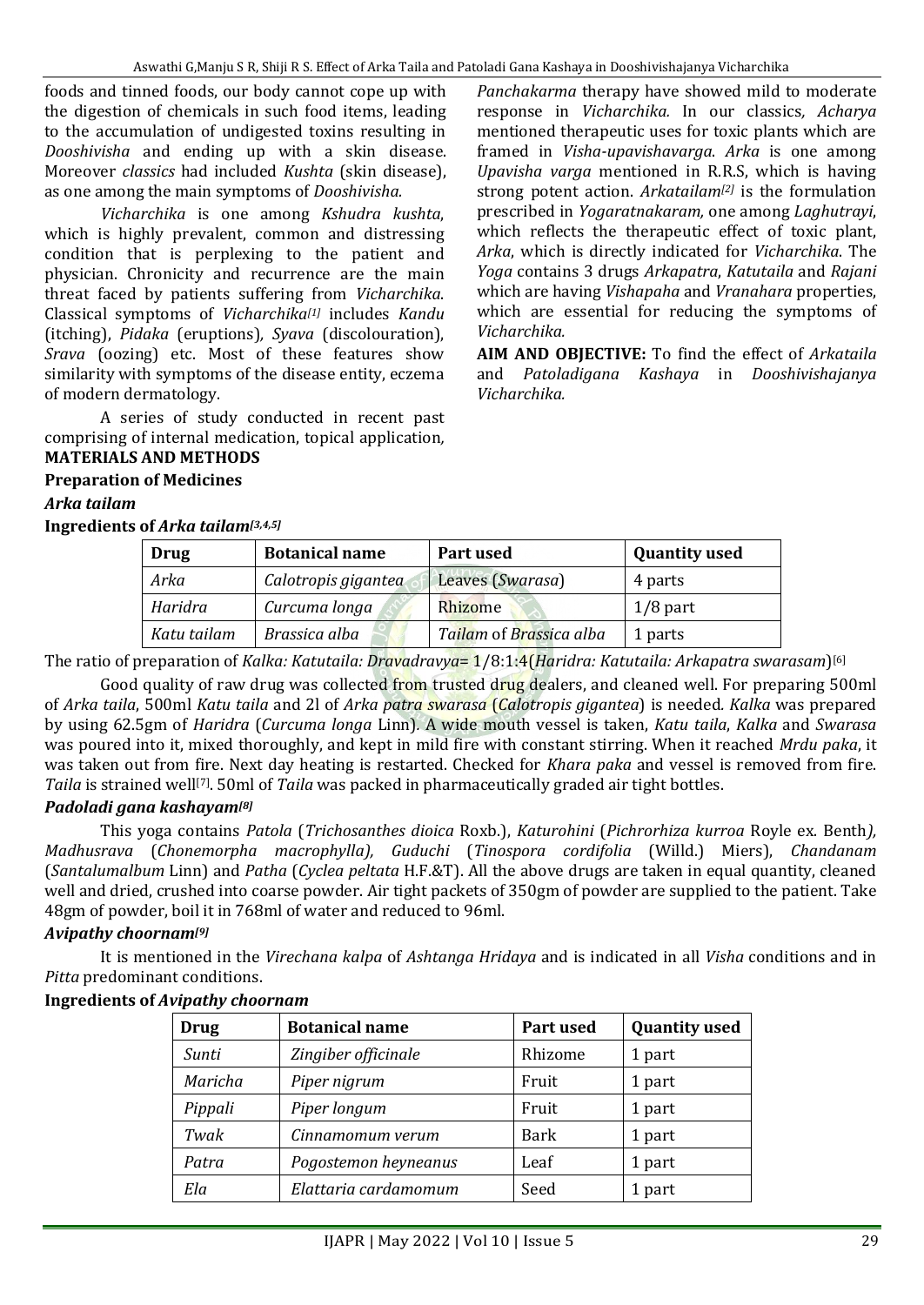foods and tinned foods, our body cannot cope up with the digestion of chemicals in such food items, leading to the accumulation of undigested toxins resulting in *Dooshivisha* and ending up with a skin disease. Moreover *classics* had included *Kushta* (skin disease), as one among the main symptoms of *Dooshivisha.*

*Vicharchika* is one among *Kshudra kushta*, which is highly prevalent, common and distressing condition that is perplexing to the patient and physician. Chronicity and recurrence are the main threat faced by patients suffering from *Vicharchika*. Classical symptoms of *Vicharchika*[1] includes *Kandu* (itching), *Pidaka* (eruptions), *Syava* (discolouration), *Srava* (oozing) etc. Most of these features show similarity with symptoms of the disease entity, eczema of modern dermatology.

A series of study conducted in recent past comprising of internal medication, topical application, *Panchakarma* therapy have showed mild to moderate response in *Vicharchika.* In our classics, *Acharya* mentioned therapeutic uses for toxic plants which are framed in *Visha-upavishavarga*. *Arka* is one among *Upavisha varga* mentioned in R.R.S, which is having strong potent action. *Arkatailam*[2] is the formulation prescribed in *Yogaratnakaram,* one among *Laghutrayi*, which reflects the therapeutic effect of toxic plant, *Arka*, which is directly indicated for *Vicharchika*. The *Yoga* contains 3 drugs *Arkapatra*, *Katutaila* and *Rajani* which are having *Vishapaha* and *Vranahara* properties, which are essential for reducing the symptoms of *Vicharchika.*

**AIM AND OBJECTIVE:** To find the effect of *Arkataila* and *Patoladigana Kashaya* in *Dooshivishajanya Vicharchika.*

## MATERIALS AND METHODS

### Preparation of Medicines

#### *Arka tailam*

**Ingredients of *Arka tailam*[3,4,5]**

| Drug | Botanical name | Part used | Quantity used |
|---|---|---|---|
| *Arka* | *Calotropis gigantea* | Leaves (*Swarasa*) | 4 parts |
| *Haridra* | *Curcuma longa* | Rhizome | 1/8 part |
| *Katu tailam* | *Brassica alba* | *Tailam* of *Brassica alba* | 1 parts |

The ratio of preparation of *Kalka: Katutaila: Dravadravya*= 1/8:1:4(*Haridra: Katutaila: Arkapatra swarasam*)[6]

Good quality of raw drug was collected from trusted drug dealers, and cleaned well. For preparing 500ml of *Arka taila*, 500ml *Katu taila* and 2l of *Arka patra swarasa* (*Calotropis gigantea*) is needed*. Kalka* was prepared by using 62.5gm of *Haridra* (*Curcuma longa* Linn). A wide mouth vessel is taken, *Katu taila*, *Kalka* and *Swarasa* was poured into it, mixed thoroughly, and kept in mild fire with constant stirring. When it reached *Mrdu paka*, it was taken out from fire. Next day heating is restarted. Checked for *Khara paka* and vessel is removed from fire. *Taila* is strained well[7]. 50ml of *Taila* was packed in pharmaceutically graded air tight bottles.

#### *Padoladi gana kashayam*[8]

This yoga contains *Patola* (*Trichosanthes dioica* Roxb.), *Katurohini* (*Pichrorhiza kurroa* Royle ex. Benth*), Madhusrava* (*Chonemorpha macrophylla), Guduchi* (*Tinospora cordifolia* (Willd.) Miers), *Chandanam* (*Santalumalbum* Linn) and *Patha* (*Cyclea peltata* H.F.&T). All the above drugs are taken in equal quantity, cleaned well and dried, crushed into coarse powder. Air tight packets of 350gm of powder are supplied to the patient. Take 48gm of powder, boil it in 768ml of water and reduced to 96ml.

#### *Avipathy choornam*[9]

It is mentioned in the *Virechana kalpa* of *Ashtanga Hridaya* and is indicated in all *Visha* conditions and in *Pitta* predominant conditions.

**Ingredients of *Avipathy choornam***

| Drug | Botanical name | Part used | Quantity used |
|---|---|---|---|
| *Sunti* | *Zingiber officinale* | Rhizome | 1 part |
| *Maricha* | *Piper nigrum* | Fruit | 1 part |
| *Pippali* | *Piper longum* | Fruit | 1 part |
| *Twak* | *Cinnamomum verum* | Bark | 1 part |
| *Patra* | *Pogostemon heyneanus* | Leaf | 1 part |
| *Ela* | *Elattaria cardamomum* | Seed | 1 part |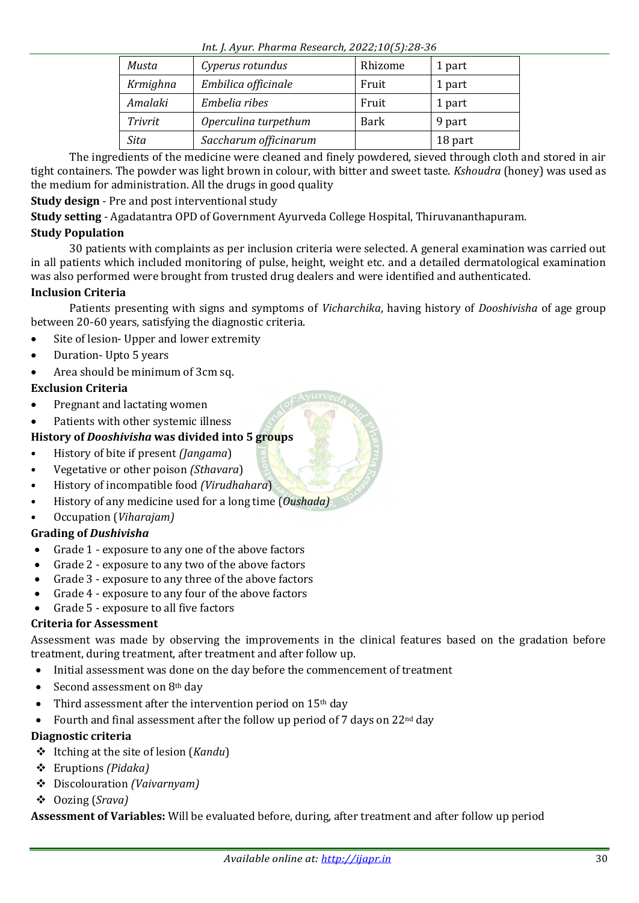| Musta | Cyperus rotundus | Rhizome | 1 part |
|---|---|---|---|
| Krmighna | Embilica officinale | Fruit | 1 part |
| Amalaki | Embelia ribes | Fruit | 1 part |
| Trivrit | Operculina turpethum | Bark | 9 part |
| Sita | Saccharum officinarum | | 18 part |

The ingredients of the medicine were cleaned and finely powdered, sieved through cloth and stored in air tight containers. The powder was light brown in colour, with bitter and sweet taste. *Kshoudra* (honey) was used as the medium for administration. All the drugs in good quality

**Study design** - Pre and post interventional study

**Study setting** - Agadatantra OPD of Government Ayurveda College Hospital, Thiruvananthapuram.

**Study Population**

30 patients with complaints as per inclusion criteria were selected. A general examination was carried out in all patients which included monitoring of pulse, height, weight etc. and a detailed dermatological examination was also performed were brought from trusted drug dealers and were identified and authenticated.

**Inclusion Criteria**

Patients presenting with signs and symptoms of *Vicharchika*, having history of *Dooshivisha* of age group between 20-60 years, satisfying the diagnostic criteria.

- Site of lesion- Upper and lower extremity
- Duration- Upto 5 years
- Area should be minimum of 3cm sq.

**Exclusion Criteria**

- Pregnant and lactating women
- Patients with other systemic illness

**History of *Dooshivisha* was divided into 5 groups**

- History of bite if present *(Jangama)*
- Vegetative or other poison *(Sthavara)*
- History of incompatible food *(Virudhahara)*
- History of any medicine used for a long time (*Oushada)*
- Occupation (*Viharajam)*

**Grading of *Dushivisha***

- Grade 1 - exposure to any one of the above factors
- Grade 2 - exposure to any two of the above factors
- Grade 3 - exposure to any three of the above factors
- Grade 4 - exposure to any four of the above factors
- Grade 5 - exposure to all five factors

**Criteria for Assessment**

Assessment was made by observing the improvements in the clinical features based on the gradation before treatment, during treatment, after treatment and after follow up.

- Initial assessment was done on the day before the commencement of treatment
- Second assessment on 8th day
- Third assessment after the intervention period on 15th day
- Fourth and final assessment after the follow up period of 7 days on 22nd day

**Diagnostic criteria**

- Itching at the site of lesion (*Kandu*)
- Eruptions *(Pidaka)*
- Discolouration *(Vaivarnyam)*
- Oozing (*Srava)*

**Assessment of Variables:** Will be evaluated before, during, after treatment and after follow up period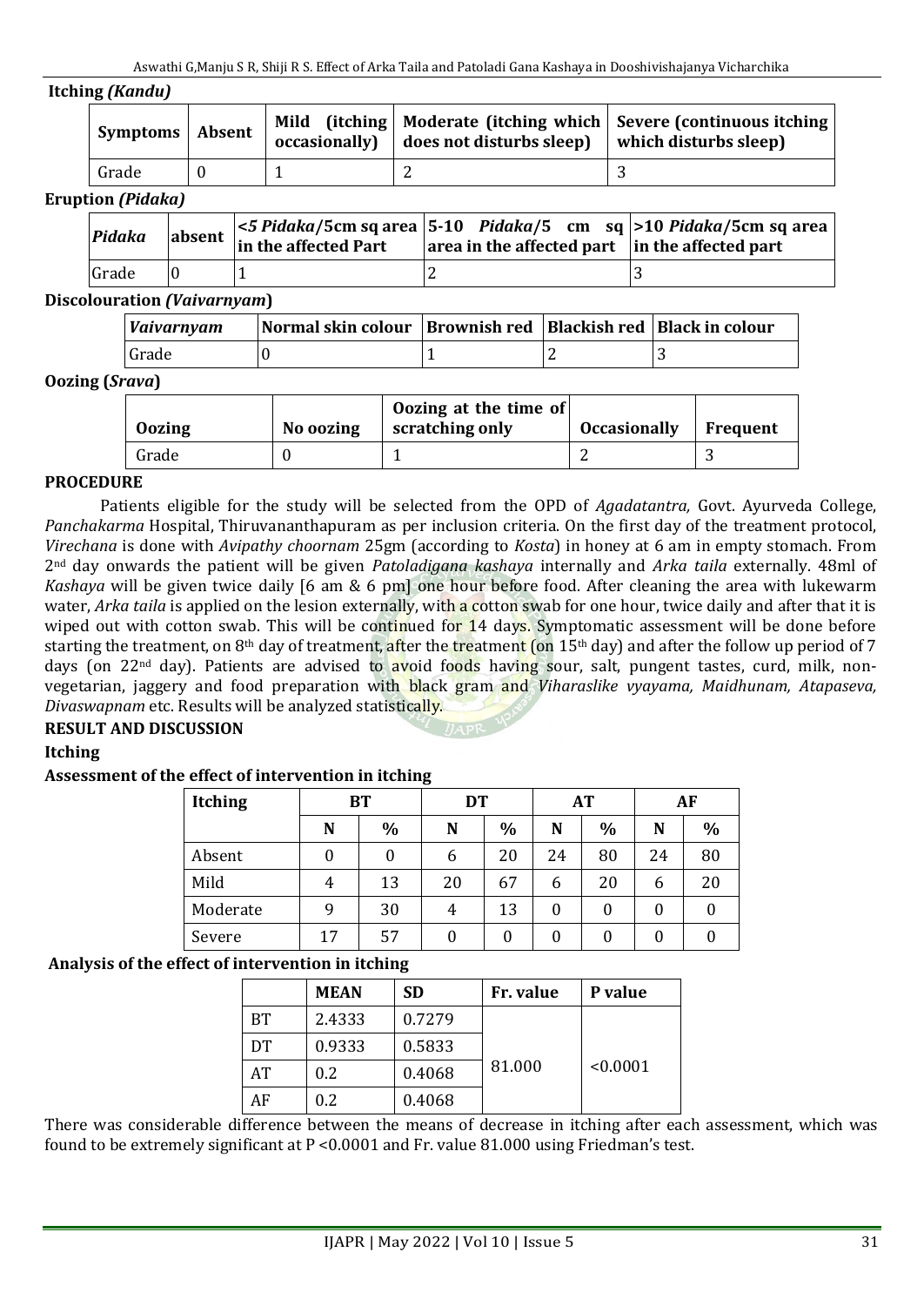**Itching *(Kandu)***

| Symptoms | Absent | Mild (itching occasionally) | Moderate (itching which does not disturbs sleep) | Severe (continuous itching which disturbs sleep) |
|---|---|---|---|---|
| Grade | 0 | 1 | 2 | 3 |

**Eruption *(Pidaka)***

| *Pidaka* | absent | <*5 Pidaka*/5cm sq area in the affected Part | 5-10 *Pidaka*/5 cm sq area in the affected part | >10 *Pidaka*/5cm sq area in the affected part |
|---|---|---|---|---|
| Grade | 0 | 1 | 2 | 3 |

**Discolouration *(Vaivarnyam*)**

| *Vaivarnyam* | Normal skin colour | Brownish red | Blackish red | Black in colour |
|---|---|---|---|---|
| Grade | 0 | 1 | 2 | 3 |

**Oozing (*Srava*)**

| Oozing | No oozing | Oozing at the time of scratching only | Occasionally | Frequent |
|---|---|---|---|---|
| Grade | 0 | 1 | 2 | 3 |

**PROCEDURE**

Patients eligible for the study will be selected from the OPD of *Agadatantra,* Govt. Ayurveda College, *Panchakarma* Hospital, Thiruvananthapuram as per inclusion criteria. On the first day of the treatment protocol, *Virechana* is done with *Avipathy choornam* 25gm (according to *Kosta*) in honey at 6 am in empty stomach. From 2nd day onwards the patient will be given *Patoladigana kashaya* internally and *Arka taila* externally. 48ml of *Kashaya* will be given twice daily [6 am & 6 pm] one hour before food. After cleaning the area with lukewarm water, *Arka taila* is applied on the lesion externally, with a cotton swab for one hour, twice daily and after that it is wiped out with cotton swab. This will be continued for 14 days. Symptomatic assessment will be done before starting the treatment, on 8th day of treatment, after the treatment (on 15th day) and after the follow up period of 7 days (on 22nd day). Patients are advised to avoid foods having sour, salt, pungent tastes, curd, milk, non-vegetarian, jaggery and food preparation with black gram and *Viharaslike vyayama, Maidhunam, Atapaseva, Divaswapnam* etc. Results will be analyzed statistically.

**RESULT AND DISCUSSION**

**Itching**

**Assessment of the effect of intervention in itching**

| Itching | BT | | DT | | AT | | AF | |
|---|---|---|---|---|---|---|---|---|
| | N | % | N | % | N | % | N | % |
| Absent | 0 | 0 | 6 | 20 | 24 | 80 | 24 | 80 |
| Mild | 4 | 13 | 20 | 67 | 6 | 20 | 6 | 20 |
| Moderate | 9 | 30 | 4 | 13 | 0 | 0 | 0 | 0 |
| Severe | 17 | 57 | 0 | 0 | 0 | 0 | 0 | 0 |

**Analysis of the effect of intervention in itching**

| | MEAN | SD | Fr. value | P value |
|---|---|---|---|---|
| BT | 2.4333 | 0.7279 | 81.000 | <0.0001 |
| DT | 0.9333 | 0.5833 | | |
| AT | 0.2 | 0.4068 | | |
| AF | 0.2 | 0.4068 | | |

There was considerable difference between the means of decrease in itching after each assessment, which was found to be extremely significant at P <0.0001 and Fr. value 81.000 using Friedman's test.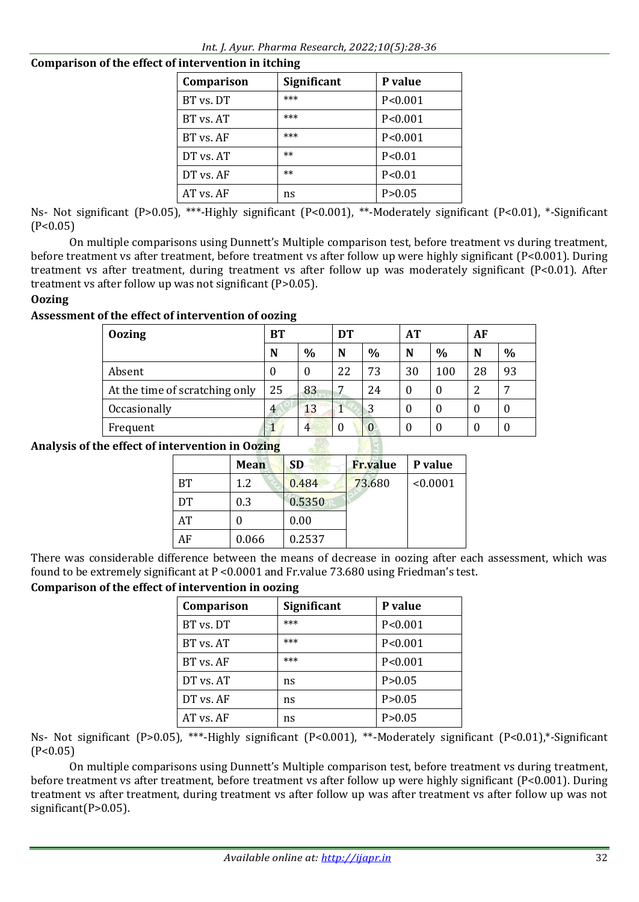**Comparison of the effect of intervention in itching**

| Comparison | Significant | P value |
|---|---|---|
| BT vs. DT | *** | P<0.001 |
| BT vs. AT | *** | P<0.001 |
| BT vs. AF | *** | P<0.001 |
| DT vs. AT | ** | P<0.01 |
| DT vs. AF | ** | P<0.01 |
| AT vs. AF | ns | P>0.05 |

Ns- Not significant (P>0.05), ***-Highly significant (P<0.001), **-Moderately significant (P<0.01), *-Significant (P<0.05)

On multiple comparisons using Dunnett's Multiple comparison test, before treatment vs during treatment, before treatment vs after treatment, before treatment vs after follow up were highly significant (P<0.001). During treatment vs after treatment, during treatment vs after follow up was moderately significant (P<0.01). After treatment vs after follow up was not significant (P>0.05).

**Oozing**

**Assessment of the effect of intervention of oozing**

| Oozing | BT | | DT | | AT | | AF | |
|---|---|---|---|---|---|---|---|---|
| | N | % | N | % | N | % | N | % |
| Absent | 0 | 0 | 22 | 73 | 30 | 100 | 28 | 93 |
| At the time of scratching only | 25 | 83 | 7 | 24 | 0 | 0 | 2 | 7 |
| Occasionally | 4 | 13 | 1 | 3 | 0 | 0 | 0 | 0 |
| Frequent | 1 | 4 | 0 | 0 | 0 | 0 | 0 | 0 |

**Analysis of the effect of intervention in Oozing**

| | Mean | SD | Fr.value | P value |
|---|---|---|---|---|
| BT | 1.2 | 0.484 | 73.680 | <0.0001 |
| DT | 0.3 | 0.5350 | | |
| AT | 0 | 0.00 | | |
| AF | 0.066 | 0.2537 | | |

There was considerable difference between the means of decrease in oozing after each assessment, which was found to be extremely significant at P <0.0001 and Fr.value 73.680 using Friedman's test.

**Comparison of the effect of intervention in oozing**

| Comparison | Significant | P value |
|---|---|---|
| BT vs. DT | *** | P<0.001 |
| BT vs. AT | *** | P<0.001 |
| BT vs. AF | *** | P<0.001 |
| DT vs. AT | ns | P>0.05 |
| DT vs. AF | ns | P>0.05 |
| AT vs. AF | ns | P>0.05 |

Ns- Not significant (P>0.05), ***-Highly significant (P<0.001), **-Moderately significant (P<0.01),*-Significant (P<0.05)

On multiple comparisons using Dunnett's Multiple comparison test, before treatment vs during treatment, before treatment vs after treatment, before treatment vs after follow up were highly significant (P<0.001). During treatment vs after treatment, during treatment vs after follow up was after treatment vs after follow up was not significant(P>0.05).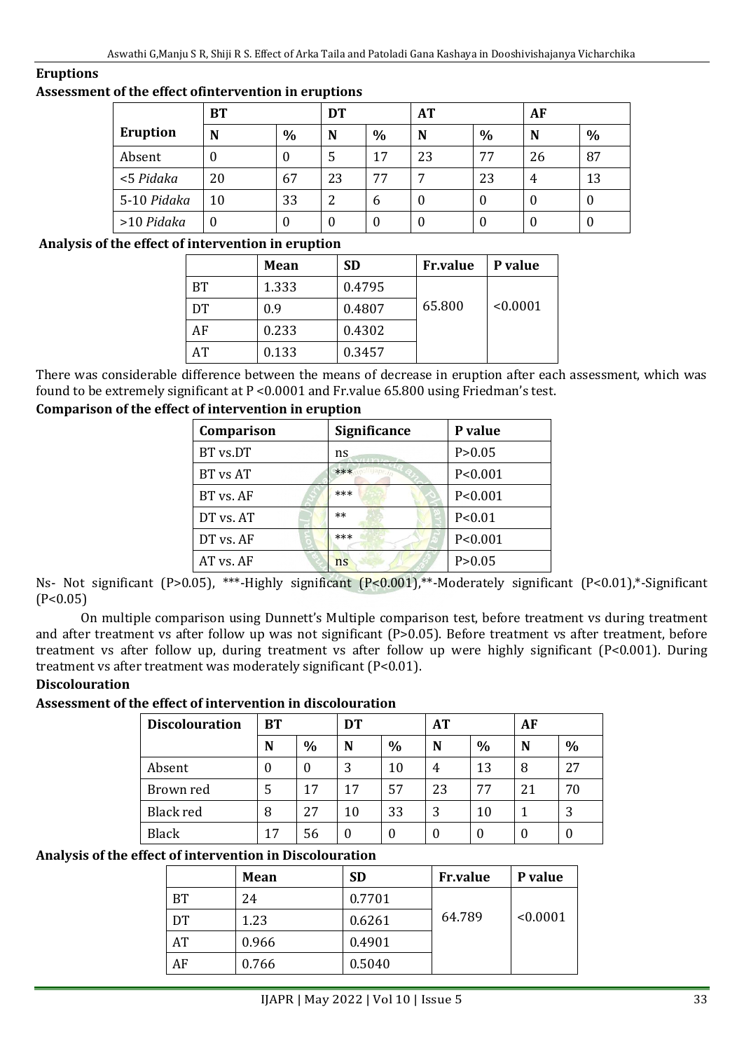### Eruptions

**Assessment of the effect ofintervention in eruptions**

| Eruption | BT | | DT | | AT | | AF | |
|---|---|---|---|---|---|---|---|---|
| | N | % | N | % | N | % | N | % |
| Absent | 0 | 0 | 5 | 17 | 23 | 77 | 26 | 87 |
| <5 *Pidaka* | 20 | 67 | 23 | 77 | 7 | 23 | 4 | 13 |
| 5-10 *Pidaka* | 10 | 33 | 2 | 6 | 0 | 0 | 0 | 0 |
| >10 *Pidaka* | 0 | 0 | 0 | 0 | 0 | 0 | 0 | 0 |

**Analysis of the effect of intervention in eruption**

| | Mean | SD | Fr.value | P value |
|---|---|---|---|---|
| BT | 1.333 | 0.4795 | 65.800 | <0.0001 |
| DT | 0.9 | 0.4807 | | |
| AF | 0.233 | 0.4302 | | |
| AT | 0.133 | 0.3457 | | |

There was considerable difference between the means of decrease in eruption after each assessment, which was found to be extremely significant at P <0.0001 and Fr.value 65.800 using Friedman's test.

**Comparison of the effect of intervention in eruption**

| Comparison | Significance | P value |
|---|---|---|
| BT vs.DT | ns | P>0.05 |
| BT vs AT | *** | P<0.001 |
| BT vs. AF | *** | P<0.001 |
| DT vs. AT | ** | P<0.01 |
| DT vs. AF | *** | P<0.001 |
| AT vs. AF | ns | P>0.05 |

Ns- Not significant (P>0.05), ***-Highly significant (P<0.001),**-Moderately significant (P<0.01),*-Significant (P<0.05)

On multiple comparison using Dunnett's Multiple comparison test, before treatment vs during treatment and after treatment vs after follow up was not significant (P>0.05). Before treatment vs after treatment, before treatment vs after follow up, during treatment vs after follow up were highly significant (P<0.001). During treatment vs after treatment was moderately significant (P<0.01).

### Discolouration

**Assessment of the effect of intervention in discolouration**

| Discolouration | BT | | DT | | AT | | AF | |
|---|---|---|---|---|---|---|---|---|
| | N | % | N | % | N | % | N | % |
| Absent | 0 | 0 | 3 | 10 | 4 | 13 | 8 | 27 |
| Brown red | 5 | 17 | 17 | 57 | 23 | 77 | 21 | 70 |
| Black red | 8 | 27 | 10 | 33 | 3 | 10 | 1 | 3 |
| Black | 17 | 56 | 0 | 0 | 0 | 0 | 0 | 0 |

**Analysis of the effect of intervention in Discolouration**

| | Mean | SD | Fr.value | P value |
|---|---|---|---|---|
| BT | 24 | 0.7701 | 64.789 | <0.0001 |
| DT | 1.23 | 0.6261 | | |
| AT | 0.966 | 0.4901 | | |
| AF | 0.766 | 0.5040 | | |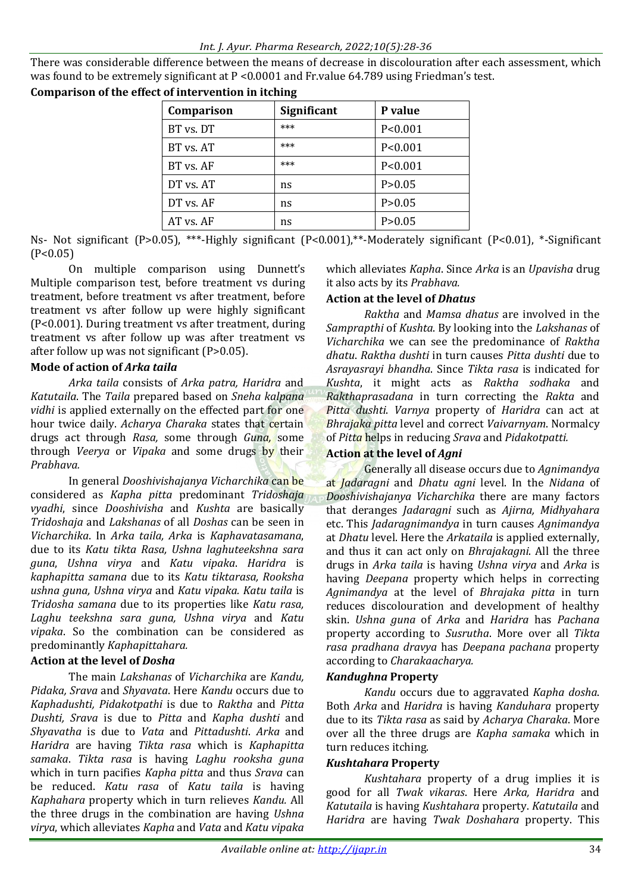There was considerable difference between the means of decrease in discolouration after each assessment, which was found to be extremely significant at P <0.0001 and Fr.value 64.789 using Friedman's test.

**Comparison of the effect of intervention in itching**

| Comparison | Significant | P value |
|---|---|---|
| BT vs. DT | *** | P<0.001 |
| BT vs. AT | *** | P<0.001 |
| BT vs. AF | *** | P<0.001 |
| DT vs. AT | ns | P>0.05 |
| DT vs. AF | ns | P>0.05 |
| AT vs. AF | ns | P>0.05 |

Ns- Not significant (P>0.05), ***-Highly significant (P<0.001),**-Moderately significant (P<0.01), *-Significant (P<0.05)

On multiple comparison using Dunnett's Multiple comparison test, before treatment vs during treatment, before treatment vs after treatment, before treatment vs after follow up were highly significant (P<0.001). During treatment vs after treatment, during treatment vs after follow up was after treatment vs after follow up was not significant (P>0.05).

### Mode of action of *Arka taila*

*Arka taila* consists of *Arka patra, Haridra* and *Katutaila*. The *Taila* prepared based on *Sneha kalpana vidhi* is applied externally on the effected part for one hour twice daily. *Acharya Charaka* states that certain drugs act through *Rasa,* some through *Guna,* some through *Veerya* or *Vipaka* and some drugs by their *Prabhava.*

In general *Dooshivishajanya Vicharchika* can be considered as *Kapha pitta* predominant *Tridoshaja vyadhi*, since *Dooshivisha* and *Kushta* are basically *Tridoshaja* and *Lakshanas* of all *Doshas* can be seen in *Vicharchika*. In *Arka taila, Arka* is *Kaphavatasamana*, due to its *Katu tikta Rasa, Ushna laghuteekshna sara guna*, *Ushna virya* and *Katu vipaka*. *Haridra* is *kaphapitta samana* due to its *Katu tiktarasa, Rooksha ushna guna, Ushna virya* and *Katu vipaka. Katu taila* is *Tridosha samana* due to its properties like *Katu rasa, Laghu teekshna sara guna, Ushna virya* and *Katu vipaka*. So the combination can be considered as predominantly *Kaphapittahara.*

### Action at the level of *Dosha*

The main *Lakshanas* of *Vicharchika* are *Kandu, Pidaka, Srava* and *Shyavata*. Here *Kandu* occurs due to *Kaphadushti, Pidakotpathi* is due to *Raktha* and *Pitta Dushti, Srava* is due to *Pitta* and *Kapha dushti* and *Shyavatha* is due to *Vata* and *Pittadushti*. *Arka* and *Haridra* are having *Tikta rasa* which is *Kaphapitta samaka*. *Tikta rasa* is having *Laghu rooksha guna* which in turn pacifies *Kapha pitta* and thus *Srava* can be reduced. *Katu rasa* of *Katu taila* is having *Kaphahara* property which in turn relieves *Kandu.* All the three drugs in the combination are having *Ushna virya*, which alleviates *Kapha* and *Vata* and *Katu vipaka* which alleviates *Kapha*. Since *Arka* is an *Upavisha* drug it also acts by its *Prabhava.*

### Action at the level of *Dhatus*

*Raktha* and *Mamsa dhatus* are involved in the *Samprapthi* of *Kushta*. By looking into the *Lakshanas* of *Vicharchika* we can see the predominance of *Raktha dhatu*. *Raktha dushti* in turn causes *Pitta dushti* due to *Asrayasrayi bhandha*. Since *Tikta rasa* is indicated for *Kushta*, it might acts as *Raktha sodhaka* and *Rakthaprasadana* in turn correcting the *Rakta* and *Pitta dushti*. *Varnya* property of *Haridra* can act at *Bhrajaka pitta* level and correct *Vaivarnyam*. Normalcy of *Pitta* helps in reducing *Srava* and *Pidakotpatti.*

### Action at the level of *Agni*

Generally all disease occurs due to *Agnimandya* at *Jadaragni* and *Dhatu agni* level. In the *Nidana* of *Dooshivishajanya Vicharchika* there are many factors that deranges *Jadaragni* such as *Ajirna, Midhyahara* etc. This *Jadaragnimandya* in turn causes *Agnimandya* at *Dhatu* level. Here the *Arkataila* is applied externally, and thus it can act only on *Bhrajakagni*. All the three drugs in *Arka taila* is having *Ushna virya* and *Arka* is having *Deepana* property which helps in correcting *Agnimandya* at the level of *Bhrajaka pitta* in turn reduces discolouration and development of healthy skin. *Ushna guna* of *Arka* and *Haridra* has *Pachana* property according to *Susrutha*. More over all *Tikta rasa pradhana dravya* has *Deepana pachana* property according to *Charakaacharya.*

### *Kandughna* Property

*Kandu* occurs due to aggravated *Kapha dosha*. Both *Arka* and *Haridra* is having *Kanduhara* property due to its *Tikta rasa* as said by *Acharya Charaka*. More over all the three drugs are *Kapha samaka* which in turn reduces itching.

### *Kushtahara* Property

*Kushtahara* property of a drug implies it is good for all *Twak vikaras*. Here *Arka, Haridra* and *Katutaila* is having *Kushtahara* property. *Katutaila* and *Haridra* are having *Twak Doshahara* property. This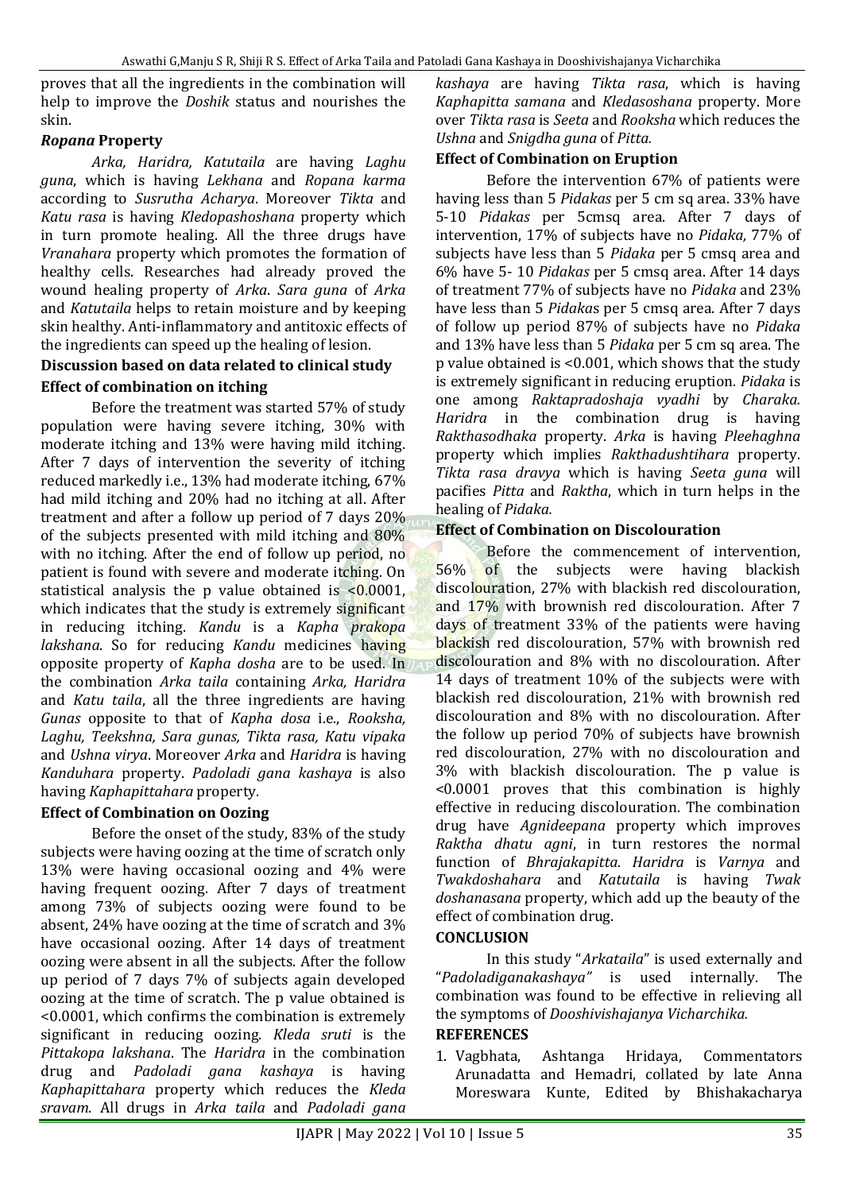proves that all the ingredients in the combination will help to improve the *Doshik* status and nourishes the skin.

### *Ropana* Property

*Arka, Haridra, Katutaila* are having *Laghu guna*, which is having *Lekhana* and *Ropana karma* according to *Susrutha Acharya*. Moreover *Tikta* and *Katu rasa* is having *Kledopashoshana* property which in turn promote healing. All the three drugs have *Vranahara* property which promotes the formation of healthy cells. Researches had already proved the wound healing property of *Arka*. *Sara guna* of *Arka* and *Katutaila* helps to retain moisture and by keeping skin healthy. Anti-inflammatory and antitoxic effects of the ingredients can speed up the healing of lesion.

### Discussion based on data related to clinical study

### Effect of combination on itching

Before the treatment was started 57% of study population were having severe itching, 30% with moderate itching and 13% were having mild itching. After 7 days of intervention the severity of itching reduced markedly i.e., 13% had moderate itching, 67% had mild itching and 20% had no itching at all. After treatment and after a follow up period of 7 days 20% of the subjects presented with mild itching and 80% with no itching. After the end of follow up period, no patient is found with severe and moderate itching. On statistical analysis the p value obtained is <0.0001, which indicates that the study is extremely significant in reducing itching. *Kandu* is a *Kapha prakopa lakshana*. So for reducing *Kandu* medicines having opposite property of *Kapha dosha* are to be used. In the combination *Arka taila* containing *Arka, Haridra* and *Katu taila*, all the three ingredients are having *Gunas* opposite to that of *Kapha dosa* i.e., *Rooksha, Laghu, Teekshna, Sara gunas, Tikta rasa, Katu vipaka* and *Ushna virya*. Moreover *Arka* and *Haridra* is having *Kanduhara* property. *Padoladi gana kashaya* is also having *Kaphapittahara* property.

### Effect of Combination on Oozing

Before the onset of the study, 83% of the study subjects were having oozing at the time of scratch only 13% were having occasional oozing and 4% were having frequent oozing. After 7 days of treatment among 73% of subjects oozing were found to be absent, 24% have oozing at the time of scratch and 3% have occasional oozing. After 14 days of treatment oozing were absent in all the subjects. After the follow up period of 7 days 7% of subjects again developed oozing at the time of scratch. The p value obtained is <0.0001, which confirms the combination is extremely significant in reducing oozing. *Kleda sruti* is the *Pittakopa lakshana*. The *Haridra* in the combination drug and *Padoladi gana kashaya* is having *Kaphapittahara* property which reduces the *Kleda sravam*. All drugs in *Arka taila* and *Padoladi gana kashaya* are having *Tikta rasa*, which is having *Kaphapitta samana* and *Kledasoshana* property. More over *Tikta rasa* is *Seeta* and *Rooksha* which reduces the *Ushna* and *Snigdha guna* of *Pitta.*

### Effect of Combination on Eruption

Before the intervention 67% of patients were having less than 5 *Pidakas* per 5 cm sq area. 33% have 5-10 *Pidakas* per 5cmsq area. After 7 days of intervention, 17% of subjects have no *Pidaka,* 77% of subjects have less than 5 *Pidaka* per 5 cmsq area and 6% have 5- 10 *Pidakas* per 5 cmsq area. After 14 days of treatment 77% of subjects have no *Pidaka* and 23% have less than 5 *Pidaka*s per 5 cmsq area. After 7 days of follow up period 87% of subjects have no *Pidaka* and 13% have less than 5 *Pidaka* per 5 cm sq area. The p value obtained is <0.001, which shows that the study is extremely significant in reducing eruption. *Pidaka* is one among *Raktapradoshaja vyadhi* by *Charaka. Haridra* in the combination drug is having *Rakthasodhaka* property. *Arka* is having *Pleehaghna* property which implies *Rakthadushtihara* property. *Tikta rasa dravya* which is having *Seeta guna* will pacifies *Pitta* and *Raktha*, which in turn helps in the healing of *Pidaka.*

### Effect of Combination on Discolouration

Before the commencement of intervention, 56% of the subjects were having blackish discolouration, 27% with blackish red discolouration, and 17% with brownish red discolouration. After 7 days of treatment 33% of the patients were having blackish red discolouration, 57% with brownish red discolouration and 8% with no discolouration. After 14 days of treatment 10% of the subjects were with blackish red discolouration, 21% with brownish red discolouration and 8% with no discolouration. After the follow up period 70% of subjects have brownish red discolouration, 27% with no discolouration and 3% with blackish discolouration. The p value is <0.0001 proves that this combination is highly effective in reducing discolouration. The combination drug have *Agnideepana* property which improves *Raktha dhatu agni*, in turn restores the normal function of *Bhrajakapitta. Haridra* is *Varnya* and *Twakdoshahara* and *Katutaila* is having *Twak doshanasana* property, which add up the beauty of the effect of combination drug.

## CONCLUSION

In this study "*Arkataila*" is used externally and "*Padoladiganakashaya"* is used internally. The combination was found to be effective in relieving all the symptoms of *Dooshivishajanya Vicharchika.*

## REFERENCES

1. Vagbhata, Ashtanga Hridaya, Commentators Arunadatta and Hemadri, collated by late Anna Moreswara Kunte, Edited by Bhishakacharya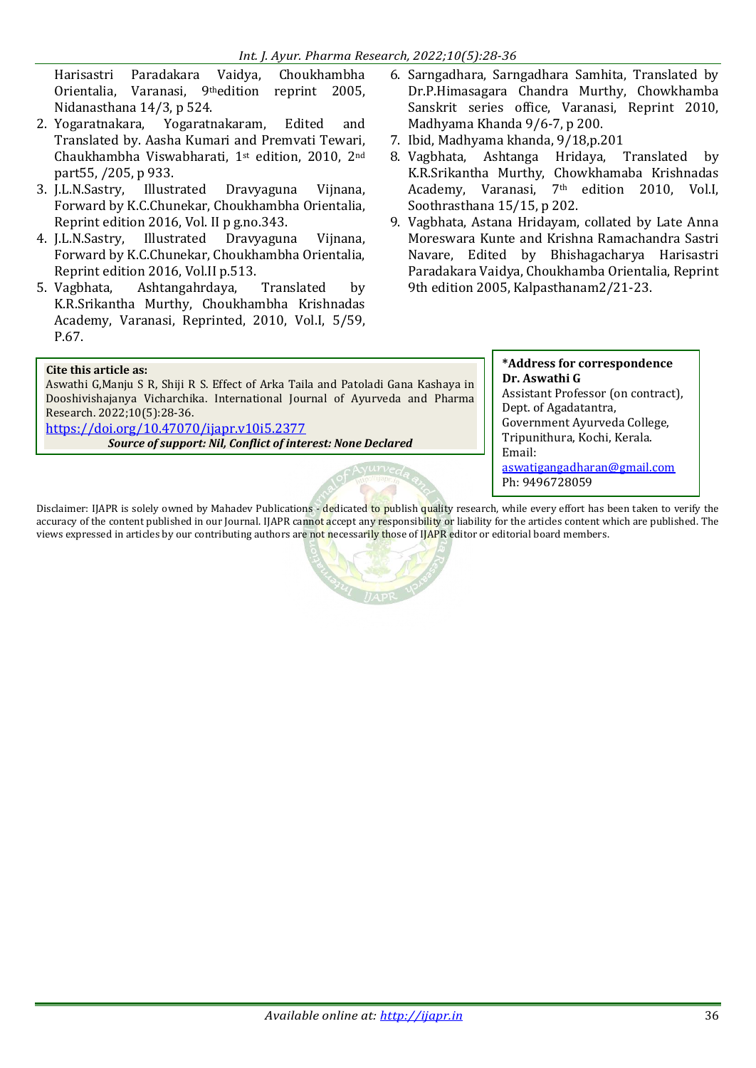Harisastri Paradakara Vaidya, Choukhambha Orientalia, Varanasi, 9th edition reprint 2005, Nidanasthana 14/3, p 524.

2. Yogaratnakara, Yogaratnakaram, Edited and Translated by. Aasha Kumari and Premvati Tewari, Chaukhambha Viswabharati, 1st edition, 2010, 2nd part55, /205, p 933.
3. J.L.N.Sastry, Illustrated Dravyaguna Vijnana, Forward by K.C.Chunekar, Choukhambha Orientalia, Reprint edition 2016, Vol. II p g.no.343.
4. J.L.N.Sastry, Illustrated Dravyaguna Vijnana, Forward by K.C.Chunekar, Choukhambha Orientalia, Reprint edition 2016, Vol.II p.513.
5. Vagbhata, Ashtangahrdaya, Translated by K.R.Srikantha Murthy, Choukhambha Krishnadas Academy, Varanasi, Reprinted, 2010, Vol.I, 5/59, P.67.
6. Sarngadhara, Sarngadhara Samhita, Translated by Dr.P.Himasagara Chandra Murthy, Chowkhamba Sanskrit series office, Varanasi, Reprint 2010, Madhyama Khanda 9/6-7, p 200.
7. Ibid, Madhyama khanda, 9/18,p.201
8. Vagbhata, Ashtanga Hridaya, Translated by K.R.Srikantha Murthy, Chowkhamaba Krishnadas Academy, Varanasi, 7th edition 2010, Vol.I, Soothrasthana 15/15, p 202.
9. Vagbhata, Astana Hridayam, collated by Late Anna Moreswara Kunte and Krishna Ramachandra Sastri Navare, Edited by Bhishagacharya Harisastri Paradakara Vaidya, Choukhamba Orientalia, Reprint 9th edition 2005, Kalpasthanam2/21-23.

**Cite this article as:**
Aswathi G,Manju S R, Shiji R S. Effect of Arka Taila and Patoladi Gana Kashaya in Dooshivishajanya Vicharchika. International Journal of Ayurveda and Pharma Research. 2022;10(5):28-36.
https://doi.org/10.47070/ijapr.v10i5.2377

***Source of support: Nil, Conflict of interest: None Declared***

**\*Address for correspondence**
**Dr. Aswathi G**
Assistant Professor (on contract), Dept. of Agadatantra, Government Ayurveda College, Tripunithura, Kochi, Kerala.
Email: aswatigangadharan@gmail.com
Ph: 9496728059

Disclaimer: IJAPR is solely owned by Mahadev Publications - dedicated to publish quality research, while every effort has been taken to verify the accuracy of the content published in our Journal. IJAPR cannot accept any responsibility or liability for the articles content which are published. The views expressed in articles by our contributing authors are not necessarily those of IJAPR editor or editorial board members.